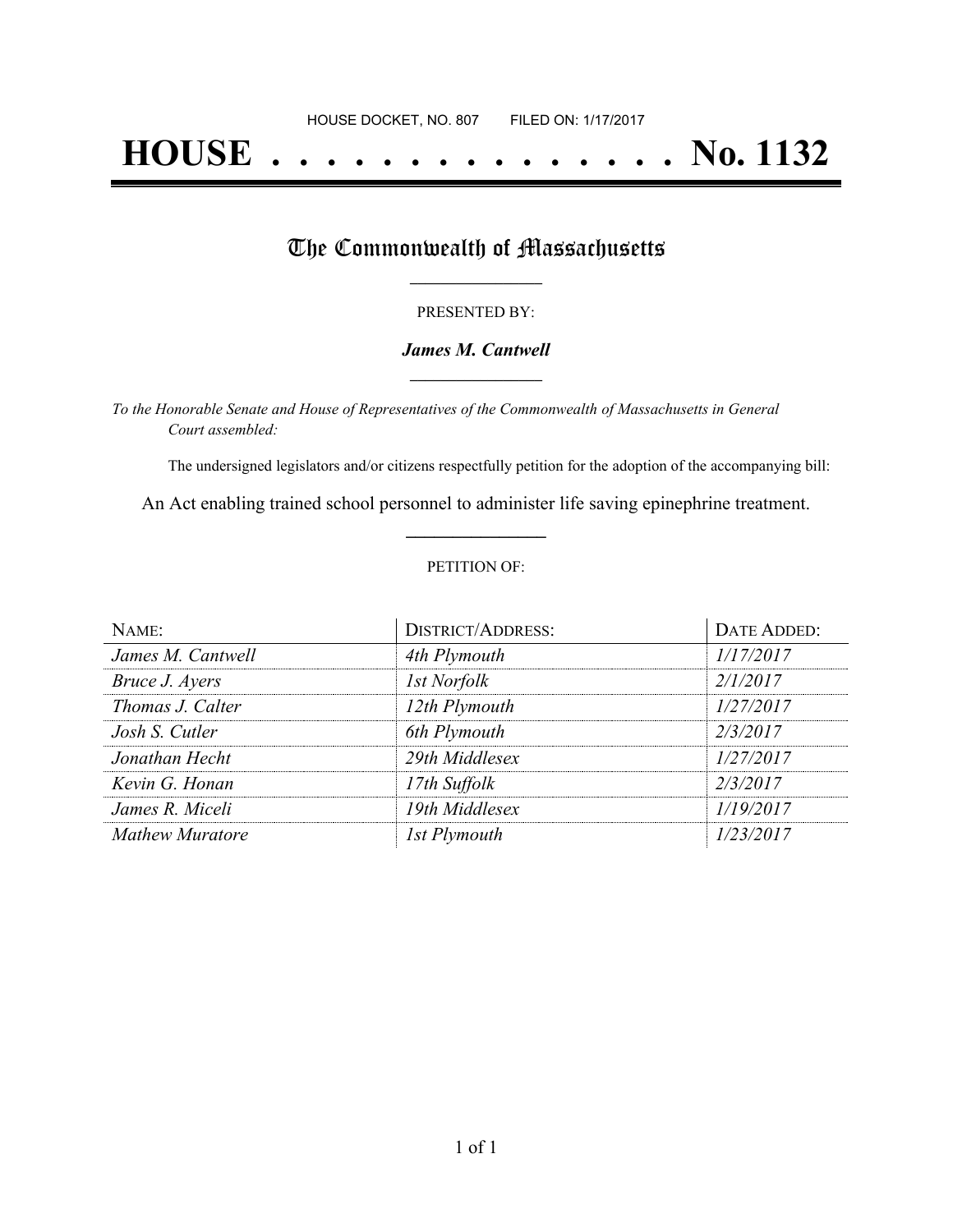HOUSE DOCKET, NO. 807 FILED ON: 1/17/2017

# HOUSE . . . . . . . . . . . . . . . No. 1132

## The Commonwealth of Massachusetts

PRESENTED BY:

***James M. Cantwell***

*To the Honorable Senate and House of Representatives of the Commonwealth of Massachusetts in General Court assembled:*

The undersigned legislators and/or citizens respectfully petition for the adoption of the accompanying bill:

An Act enabling trained school personnel to administer life saving epinephrine treatment.

PETITION OF:

| NAME: | DISTRICT/ADDRESS: | DATE ADDED: |
|---|---|---|
| *James M. Cantwell* | *4th Plymouth* | *1/17/2017* |
| *Bruce J. Ayers* | *1st Norfolk* | *2/1/2017* |
| *Thomas J. Calter* | *12th Plymouth* | *1/27/2017* |
| *Josh S. Cutler* | *6th Plymouth* | *2/3/2017* |
| *Jonathan Hecht* | *29th Middlesex* | *1/27/2017* |
| *Kevin G. Honan* | *17th Suffolk* | *2/3/2017* |
| *James R. Miceli* | *19th Middlesex* | *1/19/2017* |
| *Mathew Muratore* | *1st Plymouth* | *1/23/2017* |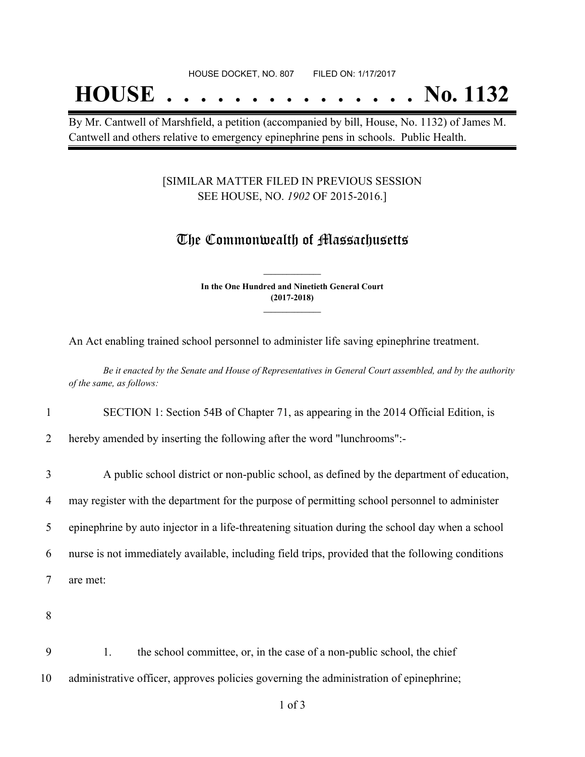HOUSE DOCKET, NO. 807 FILED ON: 1/17/2017

# HOUSE . . . . . . . . . . . . . . . No. 1132

By Mr. Cantwell of Marshfield, a petition (accompanied by bill, House, No. 1132) of James M. Cantwell and others relative to emergency epinephrine pens in schools. Public Health.

[SIMILAR MATTER FILED IN PREVIOUS SESSION SEE HOUSE, NO. *1902* OF 2015-2016.]

## The Commonwealth of Massachusetts

**In the One Hundred and Ninetieth General Court (2017-2018)**

An Act enabling trained school personnel to administer life saving epinephrine treatment.

*Be it enacted by the Senate and House of Representatives in General Court assembled, and by the authority of the same, as follows:*

1 SECTION 1: Section 54B of Chapter 71, as appearing in the 2014 Official Edition, is
2 hereby amended by inserting the following after the word "lunchrooms":-

3 A public school district or non-public school, as defined by the department of education,
4 may register with the department for the purpose of permitting school personnel to administer
5 epinephrine by auto injector in a life-threatening situation during the school day when a school
6 nurse is not immediately available, including field trips, provided that the following conditions
7 are met:

8

9 1. the school committee, or, in the case of a non-public school, the chief
10 administrative officer, approves policies governing the administration of epinephrine;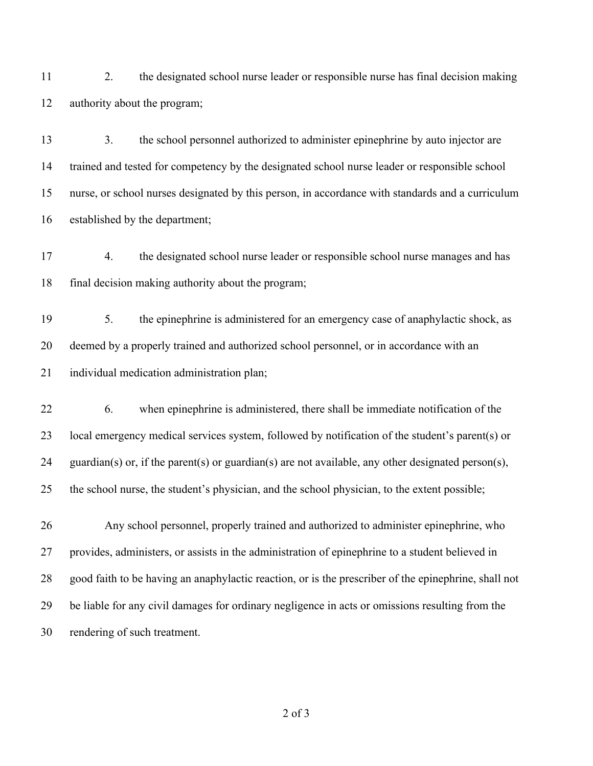2. the designated school nurse leader or responsible nurse has final decision making authority about the program;

3. the school personnel authorized to administer epinephrine by auto injector are trained and tested for competency by the designated school nurse leader or responsible school nurse, or school nurses designated by this person, in accordance with standards and a curriculum established by the department;

4. the designated school nurse leader or responsible school nurse manages and has final decision making authority about the program;

5. the epinephrine is administered for an emergency case of anaphylactic shock, as deemed by a properly trained and authorized school personnel, or in accordance with an individual medication administration plan;

6. when epinephrine is administered, there shall be immediate notification of the local emergency medical services system, followed by notification of the student's parent(s) or guardian(s) or, if the parent(s) or guardian(s) are not available, any other designated person(s), the school nurse, the student's physician, and the school physician, to the extent possible;

Any school personnel, properly trained and authorized to administer epinephrine, who provides, administers, or assists in the administration of epinephrine to a student believed in good faith to be having an anaphylactic reaction, or is the prescriber of the epinephrine, shall not be liable for any civil damages for ordinary negligence in acts or omissions resulting from the rendering of such treatment.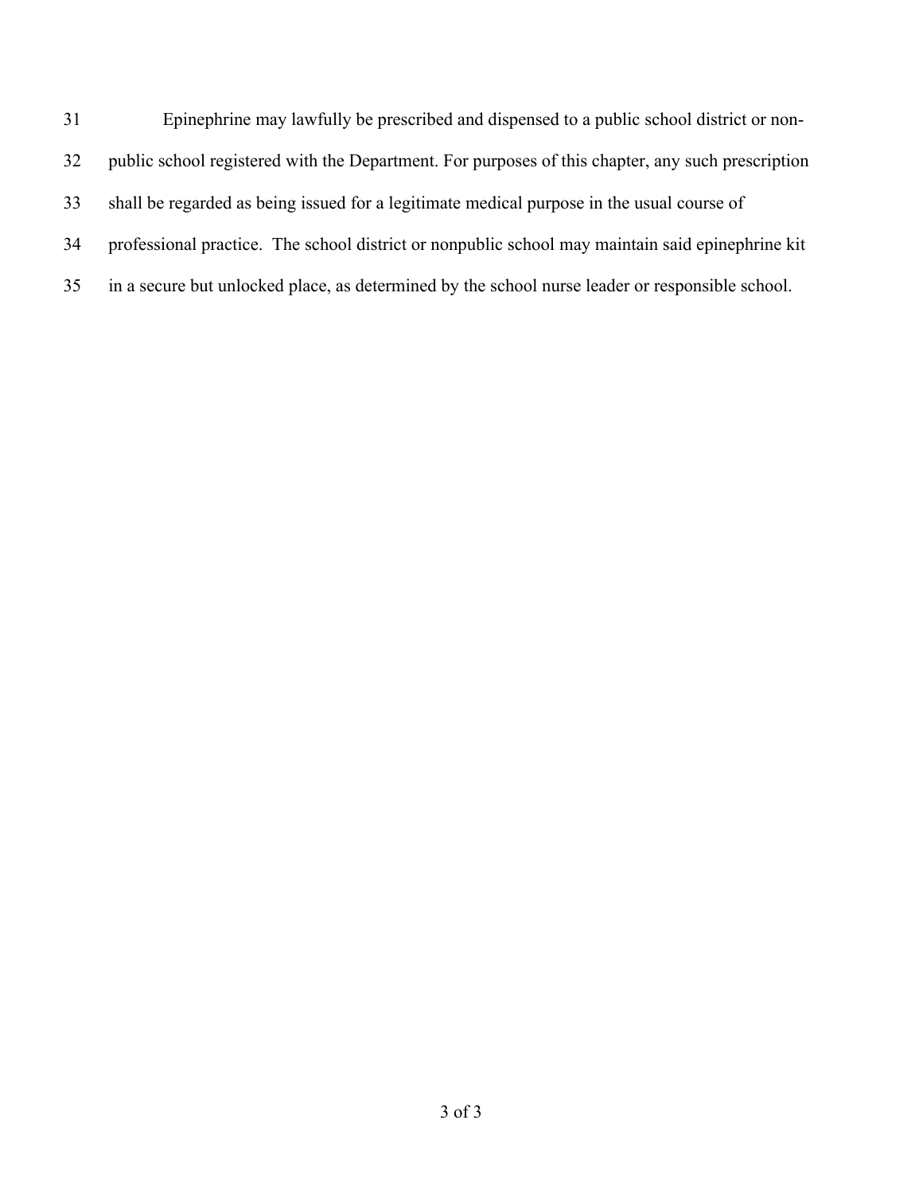Epinephrine may lawfully be prescribed and dispensed to a public school district or non-public school registered with the Department. For purposes of this chapter, any such prescription shall be regarded as being issued for a legitimate medical purpose in the usual course of professional practice. The school district or nonpublic school may maintain said epinephrine kit in a secure but unlocked place, as determined by the school nurse leader or responsible school.